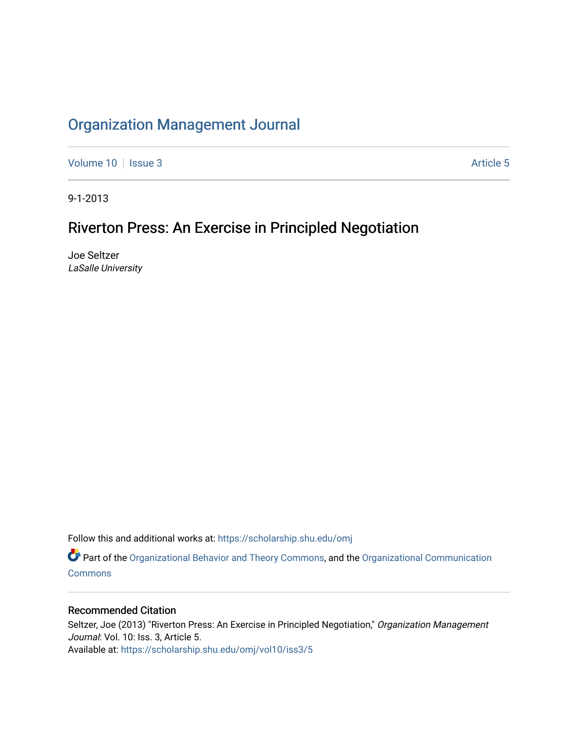# Organization Management Journal

Volume 10 | Issue 3 | Article 5

9-1-2013

## Riverton Press: An Exercise in Principled Negotiation

Joe Seltzer
*LaSalle University*

Follow this and additional works at: https://scholarship.shu.edu/omj

Part of the Organizational Behavior and Theory Commons, and the Organizational Communication Commons

### Recommended Citation

Seltzer, Joe (2013) "Riverton Press: An Exercise in Principled Negotiation," *Organization Management Journal*: Vol. 10: Iss. 3, Article 5.
Available at: https://scholarship.shu.edu/omj/vol10/iss3/5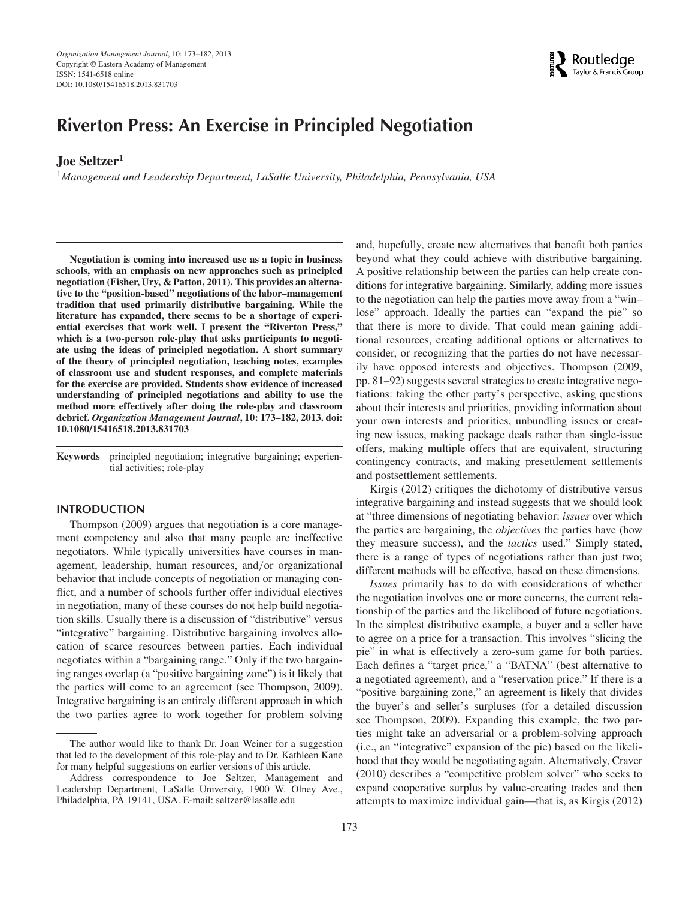# Riverton Press: An Exercise in Principled Negotiation

**Joe Seltzer**[1]

[1]*Management and Leadership Department, LaSalle University, Philadelphia, Pennsylvania, USA*

**Negotiation is coming into increased use as a topic in business schools, with an emphasis on new approaches such as principled negotiation (Fisher, Ury, & Patton, 2011). This provides an alternative to the "position-based" negotiations of the labor–management tradition that used primarily distributive bargaining. While the literature has expanded, there seems to be a shortage of experiential exercises that work well. I present the "Riverton Press," which is a two-person role-play that asks participants to negotiate using the ideas of principled negotiation. A short summary of the theory of principled negotiation, teaching notes, examples of classroom use and student responses, and complete materials for the exercise are provided. Students show evidence of increased understanding of principled negotiations and ability to use the method more effectively after doing the role-play and classroom debrief.** ***Organization Management Journal*****, 10: 173–182, 2013. doi: 10.1080/15416518.2013.831703**

**Keywords** principled negotiation; integrative bargaining; experiential activities; role-play

## INTRODUCTION

Thompson (2009) argues that negotiation is a core management competency and also that many people are ineffective negotiators. While typically universities have courses in management, leadership, human resources, and/or organizational behavior that include concepts of negotiation or managing conflict, and a number of schools further offer individual electives in negotiation, many of these courses do not help build negotiation skills. Usually there is a discussion of "distributive" versus "integrative" bargaining. Distributive bargaining involves allocation of scarce resources between parties. Each individual negotiates within a "bargaining range." Only if the two bargaining ranges overlap (a "positive bargaining zone") is it likely that the parties will come to an agreement (see Thompson, 2009). Integrative bargaining is an entirely different approach in which the two parties agree to work together for problem solving and, hopefully, create new alternatives that benefit both parties beyond what they could achieve with distributive bargaining. A positive relationship between the parties can help create conditions for integrative bargaining. Similarly, adding more issues to the negotiation can help the parties move away from a "win–lose" approach. Ideally the parties can "expand the pie" so that there is more to divide. That could mean gaining additional resources, creating additional options or alternatives to consider, or recognizing that the parties do not have necessarily have opposed interests and objectives. Thompson (2009, pp. 81–92) suggests several strategies to create integrative negotiations: taking the other party's perspective, asking questions about their interests and priorities, providing information about your own interests and priorities, unbundling issues or creating new issues, making package deals rather than single-issue offers, making multiple offers that are equivalent, structuring contingency contracts, and making presettlement settlements and postsettlement settlements.

Kirgis (2012) critiques the dichotomy of distributive versus integrative bargaining and instead suggests that we should look at "three dimensions of negotiating behavior: *issues* over which the parties are bargaining, the *objectives* the parties have (how they measure success), and the *tactics* used." Simply stated, there is a range of types of negotiations rather than just two; different methods will be effective, based on these dimensions.

*Issues* primarily has to do with considerations of whether the negotiation involves one or more concerns, the current relationship of the parties and the likelihood of future negotiations. In the simplest distributive example, a buyer and a seller have to agree on a price for a transaction. This involves "slicing the pie" in what is effectively a zero-sum game for both parties. Each defines a "target price," a "BATNA" (best alternative to a negotiated agreement), and a "reservation price." If there is a "positive bargaining zone," an agreement is likely that divides the buyer's and seller's surpluses (for a detailed discussion see Thompson, 2009). Expanding this example, the two parties might take an adversarial or a problem-solving approach (i.e., an "integrative" expansion of the pie) based on the likelihood that they would be negotiating again. Alternatively, Craver (2010) describes a "competitive problem solver" who seeks to expand cooperative surplus by value-creating trades and then attempts to maximize individual gain—that is, as Kirgis (2012)

---

The author would like to thank Dr. Joan Weiner for a suggestion that led to the development of this role-play and to Dr. Kathleen Kane for many helpful suggestions on earlier versions of this article.

Address correspondence to Joe Seltzer, Management and Leadership Department, LaSalle University, 1900 W. Olney Ave., Philadelphia, PA 19141, USA. E-mail: seltzer@lasalle.edu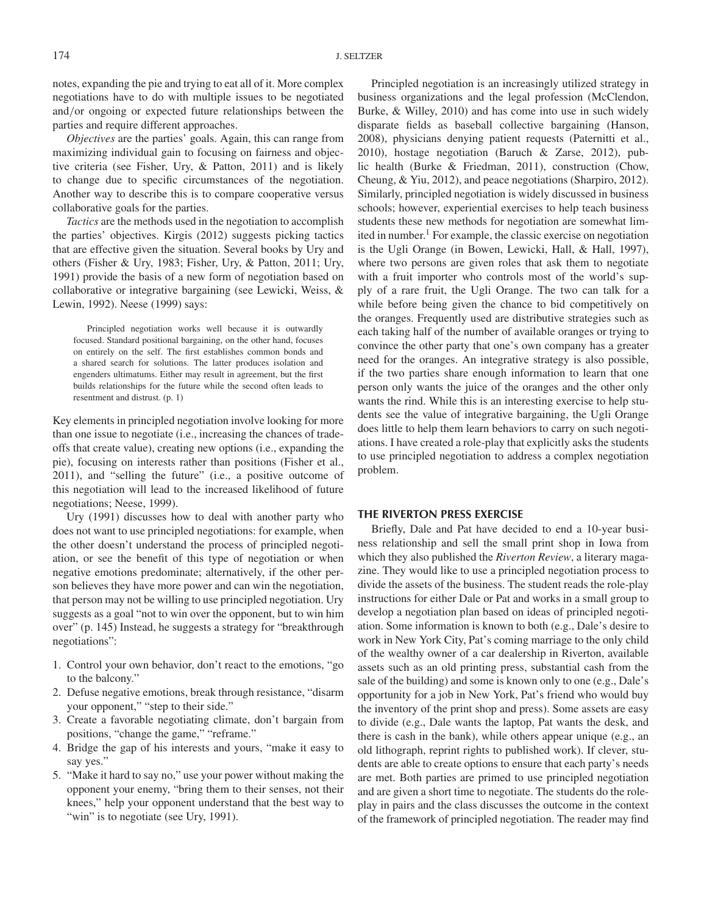notes, expanding the pie and trying to eat all of it. More complex negotiations have to do with multiple issues to be negotiated and/or ongoing or expected future relationships between the parties and require different approaches.

*Objectives* are the parties' goals. Again, this can range from maximizing individual gain to focusing on fairness and objective criteria (see Fisher, Ury, & Patton, 2011) and is likely to change due to specific circumstances of the negotiation. Another way to describe this is to compare cooperative versus collaborative goals for the parties.

*Tactics* are the methods used in the negotiation to accomplish the parties' objectives. Kirgis (2012) suggests picking tactics that are effective given the situation. Several books by Ury and others (Fisher & Ury, 1983; Fisher, Ury, & Patton, 2011; Ury, 1991) provide the basis of a new form of negotiation based on collaborative or integrative bargaining (see Lewicki, Weiss, & Lewin, 1992). Neese (1999) says:

> Principled negotiation works well because it is outwardly focused. Standard positional bargaining, on the other hand, focuses on entirely on the self. The first establishes common bonds and a shared search for solutions. The latter produces isolation and engenders ultimatums. Either may result in agreement, but the first builds relationships for the future while the second often leads to resentment and distrust. (p. 1)

Key elements in principled negotiation involve looking for more than one issue to negotiate (i.e., increasing the chances of tradeoffs that create value), creating new options (i.e., expanding the pie), focusing on interests rather than positions (Fisher et al., 2011), and "selling the future" (i.e., a positive outcome of this negotiation will lead to the increased likelihood of future negotiations; Neese, 1999).

Ury (1991) discusses how to deal with another party who does not want to use principled negotiations: for example, when the other doesn't understand the process of principled negotiation, or see the benefit of this type of negotiation or when negative emotions predominate; alternatively, if the other person believes they have more power and can win the negotiation, that person may not be willing to use principled negotiation. Ury suggests as a goal "not to win over the opponent, but to win him over" (p. 145) Instead, he suggests a strategy for "breakthrough negotiations":

1. Control your own behavior, don't react to the emotions, "go to the balcony."
2. Defuse negative emotions, break through resistance, "disarm your opponent," "step to their side."
3. Create a favorable negotiating climate, don't bargain from positions, "change the game," "reframe."
4. Bridge the gap of his interests and yours, "make it easy to say yes."
5. "Make it hard to say no," use your power without making the opponent your enemy, "bring them to their senses, not their knees," help your opponent understand that the best way to "win" is to negotiate (see Ury, 1991).

Principled negotiation is an increasingly utilized strategy in business organizations and the legal profession (McClendon, Burke, & Willey, 2010) and has come into use in such widely disparate fields as baseball collective bargaining (Hanson, 2008), physicians denying patient requests (Paternitti et al., 2010), hostage negotiation (Baruch & Zarse, 2012), public health (Burke & Friedman, 2011), construction (Chow, Cheung, & Yiu, 2012), and peace negotiations (Sharpiro, 2012). Similarly, principled negotiation is widely discussed in business schools; however, experiential exercises to help teach business students these new methods for negotiation are somewhat limited in number.[1] For example, the classic exercise on negotiation is the Ugli Orange (in Bowen, Lewicki, Hall, & Hall, 1997), where two persons are given roles that ask them to negotiate with a fruit importer who controls most of the world's supply of a rare fruit, the Ugli Orange. The two can talk for a while before being given the chance to bid competitively on the oranges. Frequently used are distributive strategies such as each taking half of the number of available oranges or trying to convince the other party that one's own company has a greater need for the oranges. An integrative strategy is also possible, if the two parties share enough information to learn that one person only wants the juice of the oranges and the other only wants the rind. While this is an interesting exercise to help students see the value of integrative bargaining, the Ugli Orange does little to help them learn behaviors to carry on such negotiations. I have created a role-play that explicitly asks the students to use principled negotiation to address a complex negotiation problem.

## THE RIVERTON PRESS EXERCISE

Briefly, Dale and Pat have decided to end a 10-year business relationship and sell the small print shop in Iowa from which they also published the *Riverton Review*, a literary magazine. They would like to use a principled negotiation process to divide the assets of the business. The student reads the role-play instructions for either Dale or Pat and works in a small group to develop a negotiation plan based on ideas of principled negotiation. Some information is known to both (e.g., Dale's desire to work in New York City, Pat's coming marriage to the only child of the wealthy owner of a car dealership in Riverton, available assets such as an old printing press, substantial cash from the sale of the building) and some is known only to one (e.g., Dale's opportunity for a job in New York, Pat's friend who would buy the inventory of the print shop and press). Some assets are easy to divide (e.g., Dale wants the laptop, Pat wants the desk, and there is cash in the bank), while others appear unique (e.g., an old lithograph, reprint rights to published work). If clever, students are able to create options to ensure that each party's needs are met. Both parties are primed to use principled negotiation and are given a short time to negotiate. The students do the role-play in pairs and the class discusses the outcome in the context of the framework of principled negotiation. The reader may find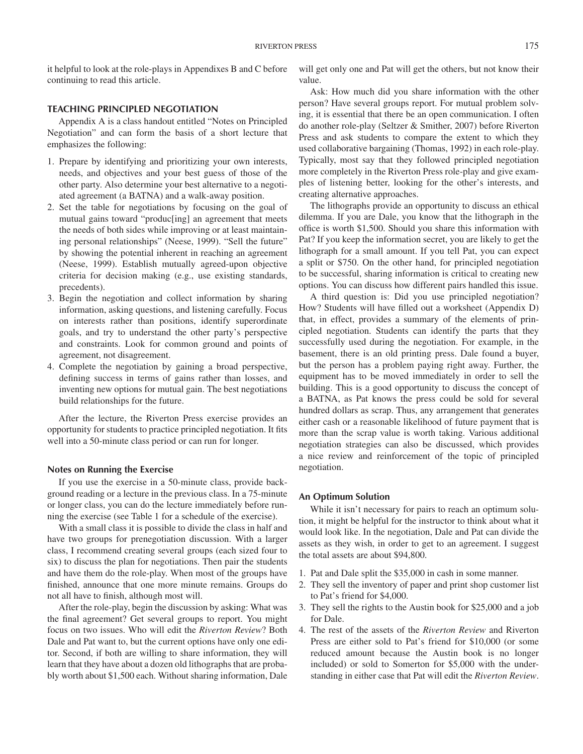it helpful to look at the role-plays in Appendixes B and C before continuing to read this article.

## TEACHING PRINCIPLED NEGOTIATION

Appendix A is a class handout entitled "Notes on Principled Negotiation" and can form the basis of a short lecture that emphasizes the following:

1. Prepare by identifying and prioritizing your own interests, needs, and objectives and your best guess of those of the other party. Also determine your best alternative to a negotiated agreement (a BATNA) and a walk-away position.
2. Set the table for negotiations by focusing on the goal of mutual gains toward "produc[ing] an agreement that meets the needs of both sides while improving or at least maintaining personal relationships" (Neese, 1999). "Sell the future" by showing the potential inherent in reaching an agreement (Neese, 1999). Establish mutually agreed-upon objective criteria for decision making (e.g., use existing standards, precedents).
3. Begin the negotiation and collect information by sharing information, asking questions, and listening carefully. Focus on interests rather than positions, identify superordinate goals, and try to understand the other party's perspective and constraints. Look for common ground and points of agreement, not disagreement.
4. Complete the negotiation by gaining a broad perspective, defining success in terms of gains rather than losses, and inventing new options for mutual gain. The best negotiations build relationships for the future.

After the lecture, the Riverton Press exercise provides an opportunity for students to practice principled negotiation. It fits well into a 50-minute class period or can run for longer.

### Notes on Running the Exercise

If you use the exercise in a 50-minute class, provide background reading or a lecture in the previous class. In a 75-minute or longer class, you can do the lecture immediately before running the exercise (see Table 1 for a schedule of the exercise).

With a small class it is possible to divide the class in half and have two groups for prenegotiation discussion. With a larger class, I recommend creating several groups (each sized four to six) to discuss the plan for negotiations. Then pair the students and have them do the role-play. When most of the groups have finished, announce that one more minute remains. Groups do not all have to finish, although most will.

After the role-play, begin the discussion by asking: What was the final agreement? Get several groups to report. You might focus on two issues. Who will edit the *Riverton Review*? Both Dale and Pat want to, but the current options have only one editor. Second, if both are willing to share information, they will learn that they have about a dozen old lithographs that are probably worth about $1,500 each. Without sharing information, Dale will get only one and Pat will get the others, but not know their value.

Ask: How much did you share information with the other person? Have several groups report. For mutual problem solving, it is essential that there be an open communication. I often do another role-play (Seltzer & Smither, 2007) before Riverton Press and ask students to compare the extent to which they used collaborative bargaining (Thomas, 1992) in each role-play. Typically, most say that they followed principled negotiation more completely in the Riverton Press role-play and give examples of listening better, looking for the other's interests, and creating alternative approaches.

The lithographs provide an opportunity to discuss an ethical dilemma. If you are Dale, you know that the lithograph in the office is worth $1,500. Should you share this information with Pat? If you keep the information secret, you are likely to get the lithograph for a small amount. If you tell Pat, you can expect a split or $750. On the other hand, for principled negotiation to be successful, sharing information is critical to creating new options. You can discuss how different pairs handled this issue.

A third question is: Did you use principled negotiation? How? Students will have filled out a worksheet (Appendix D) that, in effect, provides a summary of the elements of principled negotiation. Students can identify the parts that they successfully used during the negotiation. For example, in the basement, there is an old printing press. Dale found a buyer, but the person has a problem paying right away. Further, the equipment has to be moved immediately in order to sell the building. This is a good opportunity to discuss the concept of a BATNA, as Pat knows the press could be sold for several hundred dollars as scrap. Thus, any arrangement that generates either cash or a reasonable likelihood of future payment that is more than the scrap value is worth taking. Various additional negotiation strategies can also be discussed, which provides a nice review and reinforcement of the topic of principled negotiation.

### An Optimum Solution

While it isn't necessary for pairs to reach an optimum solution, it might be helpful for the instructor to think about what it would look like. In the negotiation, Dale and Pat can divide the assets as they wish, in order to get to an agreement. I suggest the total assets are about $94,800.

1. Pat and Dale split the $35,000 in cash in some manner.
2. They sell the inventory of paper and print shop customer list to Pat's friend for $4,000.
3. They sell the rights to the Austin book for $25,000 and a job for Dale.
4. The rest of the assets of the *Riverton Review* and Riverton Press are either sold to Pat's friend for $10,000 (or some reduced amount because the Austin book is no longer included) or sold to Somerton for $5,000 with the understanding in either case that Pat will edit the *Riverton Review*.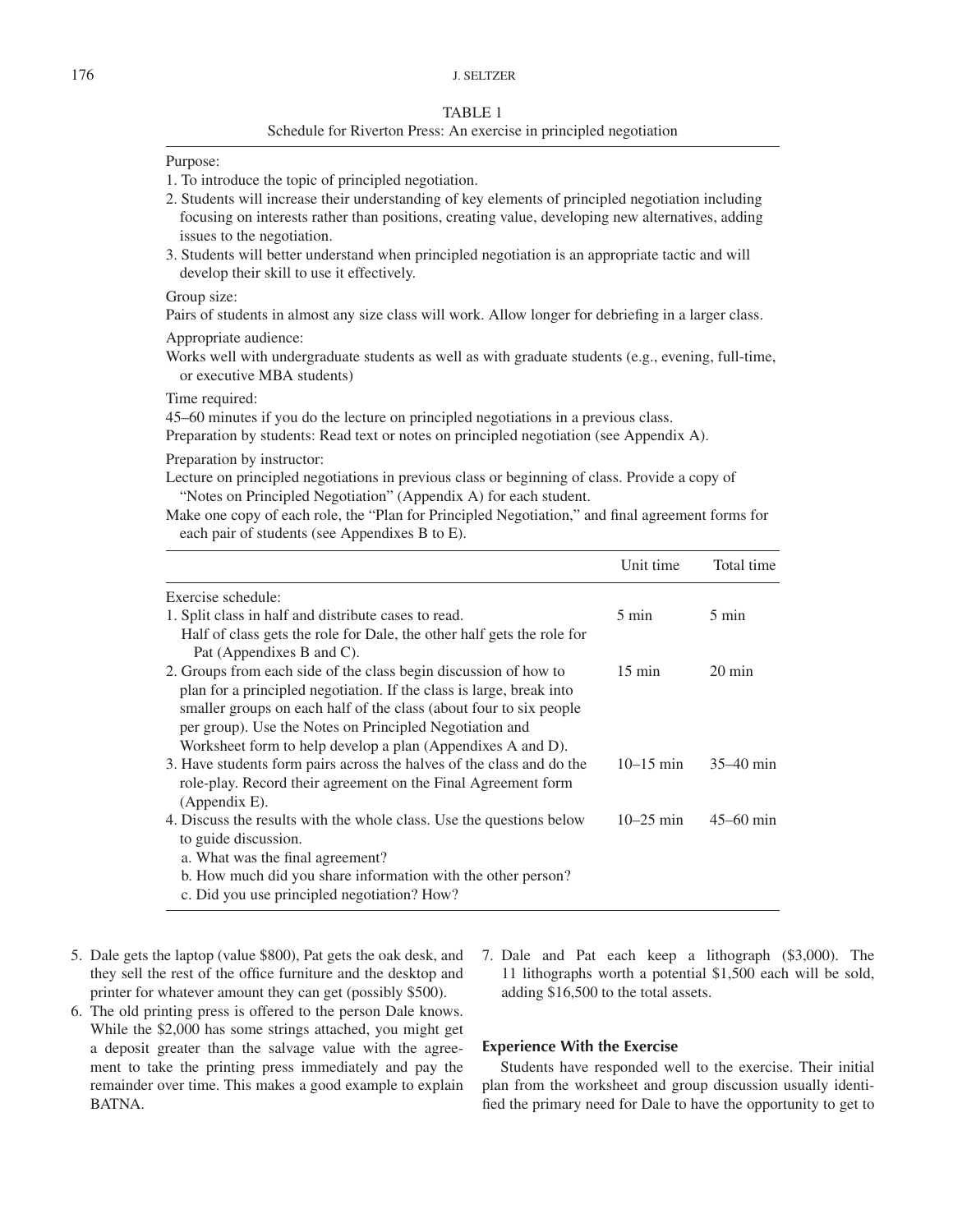TABLE 1

Schedule for Riverton Press: An exercise in principled negotiation

Purpose:

1. To introduce the topic of principled negotiation.
2. Students will increase their understanding of key elements of principled negotiation including focusing on interests rather than positions, creating value, developing new alternatives, adding issues to the negotiation.
3. Students will better understand when principled negotiation is an appropriate tactic and will develop their skill to use it effectively.

Group size:

Pairs of students in almost any size class will work. Allow longer for debriefing in a larger class.

Appropriate audience:

Works well with undergraduate students as well as with graduate students (e.g., evening, full-time, or executive MBA students)

Time required:

45–60 minutes if you do the lecture on principled negotiations in a previous class.

Preparation by students: Read text or notes on principled negotiation (see Appendix A).

Preparation by instructor:

Lecture on principled negotiations in previous class or beginning of class. Provide a copy of "Notes on Principled Negotiation" (Appendix A) for each student.

Make one copy of each role, the "Plan for Principled Negotiation," and final agreement forms for each pair of students (see Appendixes B to E).

| | Unit time | Total time |
|---|---|---|
| Exercise schedule: | | |
| 1. Split class in half and distribute cases to read. Half of class gets the role for Dale, the other half gets the role for Pat (Appendixes B and C). | 5 min | 5 min |
| 2. Groups from each side of the class begin discussion of how to plan for a principled negotiation. If the class is large, break into smaller groups on each half of the class (about four to six people per group). Use the Notes on Principled Negotiation and Worksheet form to help develop a plan (Appendixes A and D). | 15 min | 20 min |
| 3. Have students form pairs across the halves of the class and do the role-play. Record their agreement on the Final Agreement form (Appendix E). | 10–15 min | 35–40 min |
| 4. Discuss the results with the whole class. Use the questions below to guide discussion. a. What was the final agreement? b. How much did you share information with the other person? c. Did you use principled negotiation? How? | 10–25 min | 45–60 min |

5. Dale gets the laptop (value $800), Pat gets the oak desk, and they sell the rest of the office furniture and the desktop and printer for whatever amount they can get (possibly $500).
6. The old printing press is offered to the person Dale knows. While the $2,000 has some strings attached, you might get a deposit greater than the salvage value with the agreement to take the printing press immediately and pay the remainder over time. This makes a good example to explain BATNA.
7. Dale and Pat each keep a lithograph ($3,000). The 11 lithographs worth a potential $1,500 each will be sold, adding $16,500 to the total assets.

### Experience With the Exercise

Students have responded well to the exercise. Their initial plan from the worksheet and group discussion usually identified the primary need for Dale to have the opportunity to get to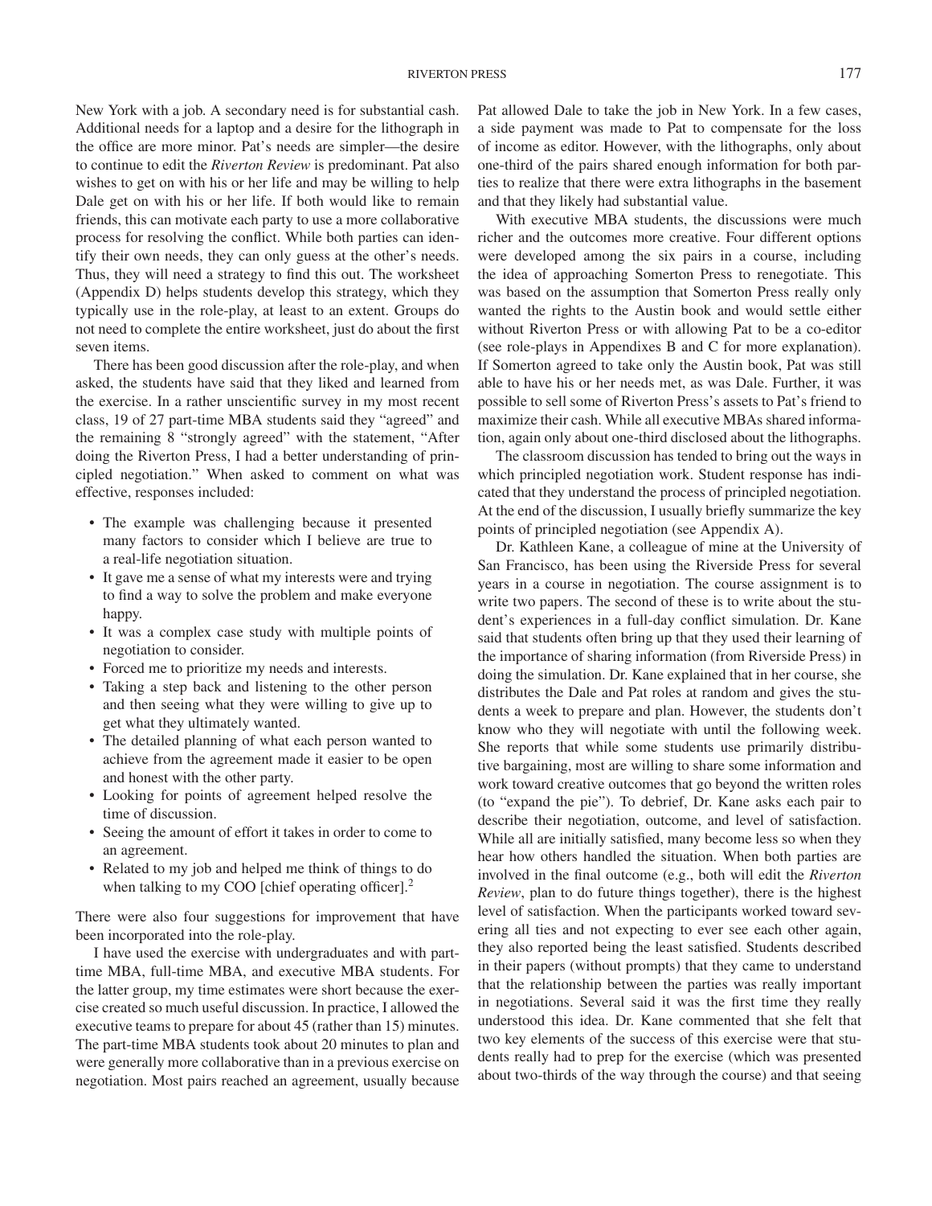New York with a job. A secondary need is for substantial cash. Additional needs for a laptop and a desire for the lithograph in the office are more minor. Pat's needs are simpler—the desire to continue to edit the *Riverton Review* is predominant. Pat also wishes to get on with his or her life and may be willing to help Dale get on with his or her life. If both would like to remain friends, this can motivate each party to use a more collaborative process for resolving the conflict. While both parties can identify their own needs, they can only guess at the other's needs. Thus, they will need a strategy to find this out. The worksheet (Appendix D) helps students develop this strategy, which they typically use in the role-play, at least to an extent. Groups do not need to complete the entire worksheet, just do about the first seven items.

There has been good discussion after the role-play, and when asked, the students have said that they liked and learned from the exercise. In a rather unscientific survey in my most recent class, 19 of 27 part-time MBA students said they "agreed" and the remaining 8 "strongly agreed" with the statement, "After doing the Riverton Press, I had a better understanding of principled negotiation." When asked to comment on what was effective, responses included:

- The example was challenging because it presented many factors to consider which I believe are true to a real-life negotiation situation.
- It gave me a sense of what my interests were and trying to find a way to solve the problem and make everyone happy.
- It was a complex case study with multiple points of negotiation to consider.
- Forced me to prioritize my needs and interests.
- Taking a step back and listening to the other person and then seeing what they were willing to give up to get what they ultimately wanted.
- The detailed planning of what each person wanted to achieve from the agreement made it easier to be open and honest with the other party.
- Looking for points of agreement helped resolve the time of discussion.
- Seeing the amount of effort it takes in order to come to an agreement.
- Related to my job and helped me think of things to do when talking to my COO [chief operating officer].[2]

There were also four suggestions for improvement that have been incorporated into the role-play.

I have used the exercise with undergraduates and with part-time MBA, full-time MBA, and executive MBA students. For the latter group, my time estimates were short because the exercise created so much useful discussion. In practice, I allowed the executive teams to prepare for about 45 (rather than 15) minutes. The part-time MBA students took about 20 minutes to plan and were generally more collaborative than in a previous exercise on negotiation. Most pairs reached an agreement, usually because Pat allowed Dale to take the job in New York. In a few cases, a side payment was made to Pat to compensate for the loss of income as editor. However, with the lithographs, only about one-third of the pairs shared enough information for both parties to realize that there were extra lithographs in the basement and that they likely had substantial value.

With executive MBA students, the discussions were much richer and the outcomes more creative. Four different options were developed among the six pairs in a course, including the idea of approaching Somerton Press to renegotiate. This was based on the assumption that Somerton Press really only wanted the rights to the Austin book and would settle either without Riverton Press or with allowing Pat to be a co-editor (see role-plays in Appendixes B and C for more explanation). If Somerton agreed to take only the Austin book, Pat was still able to have his or her needs met, as was Dale. Further, it was possible to sell some of Riverton Press's assets to Pat's friend to maximize their cash. While all executive MBAs shared information, again only about one-third disclosed about the lithographs.

The classroom discussion has tended to bring out the ways in which principled negotiation work. Student response has indicated that they understand the process of principled negotiation. At the end of the discussion, I usually briefly summarize the key points of principled negotiation (see Appendix A).

Dr. Kathleen Kane, a colleague of mine at the University of San Francisco, has been using the Riverside Press for several years in a course in negotiation. The course assignment is to write two papers. The second of these is to write about the student's experiences in a full-day conflict simulation. Dr. Kane said that students often bring up that they used their learning of the importance of sharing information (from Riverside Press) in doing the simulation. Dr. Kane explained that in her course, she distributes the Dale and Pat roles at random and gives the students a week to prepare and plan. However, the students don't know who they will negotiate with until the following week. She reports that while some students use primarily distributive bargaining, most are willing to share some information and work toward creative outcomes that go beyond the written roles (to "expand the pie"). To debrief, Dr. Kane asks each pair to describe their negotiation, outcome, and level of satisfaction. While all are initially satisfied, many become less so when they hear how others handled the situation. When both parties are involved in the final outcome (e.g., both will edit the *Riverton Review*, plan to do future things together), there is the highest level of satisfaction. When the participants worked toward severing all ties and not expecting to ever see each other again, they also reported being the least satisfied. Students described in their papers (without prompts) that they came to understand that the relationship between the parties was really important in negotiations. Several said it was the first time they really understood this idea. Dr. Kane commented that she felt that two key elements of the success of this exercise were that students really had to prep for the exercise (which was presented about two-thirds of the way through the course) and that seeing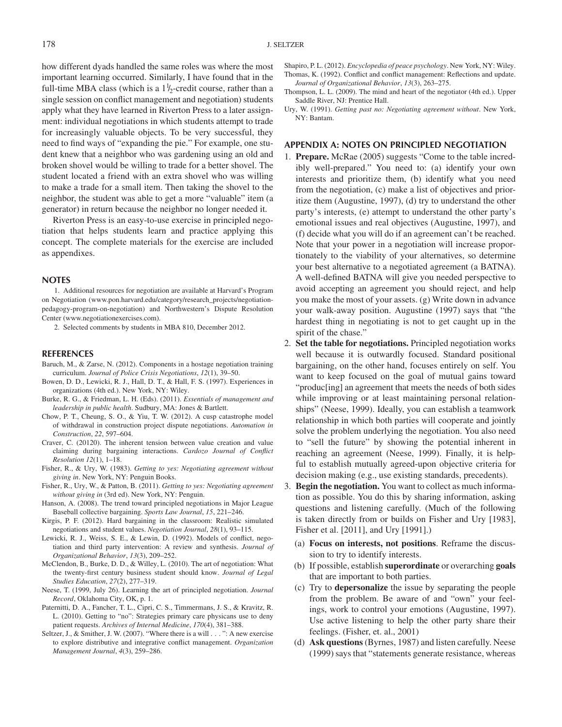how different dyads handled the same roles was where the most important learning occurred. Similarly, I have found that in the full-time MBA class (which is a 1½-credit course, rather than a single session on conflict management and negotiation) students apply what they have learned in Riverton Press to a later assignment: individual negotiations in which students attempt to trade for increasingly valuable objects. To be very successful, they need to find ways of "expanding the pie." For example, one student knew that a neighbor who was gardening using an old and broken shovel would be willing to trade for a better shovel. The student located a friend with an extra shovel who was willing to make a trade for a small item. Then taking the shovel to the neighbor, the student was able to get a more "valuable" item (a generator) in return because the neighbor no longer needed it.

Riverton Press is an easy-to-use exercise in principled negotiation that helps students learn and practice applying this concept. The complete materials for the exercise are included as appendixes.

## NOTES

1. Additional resources for negotiation are available at Harvard's Program on Negotiation (www.pon.harvard.edu/category/research_projects/negotiation-pedagogy-program-on-negotiation) and Northwestern's Dispute Resolution Center (www.negotiationexercises.com).

2. Selected comments by students in MBA 810, December 2012.

## REFERENCES

Baruch, M., & Zarse, N. (2012). Components in a hostage negotiation training curriculum. *Journal of Police Crisis Negotiations*, *12*(1), 39–50.

Bowen, D. D., Lewicki, R. J., Hall, D. T., & Hall, F. S. (1997). Experiences in organizations (4th ed.). New York, NY: Wiley.

Burke, R. G., & Friedman, L. H. (Eds). (2011). *Essentials of management and leadership in public health*. Sudbury, MA: Jones & Bartlett.

Chow, P. T., Cheung, S. O., & Yiu, T. W. (2012). A cusp catastrophe model of withdrawal in construction project dispute negotiations. *Automation in Construction*, *22*, 597–604.

Craver, C. (20120). The inherent tension between value creation and value claiming during bargaining interactions. *Cardozo Journal of Conflict Resolution 12*(1), 1–18.

Fisher, R., & Ury, W. (1983). *Getting to yes: Negotiating agreement without giving in*. New York, NY: Penguin Books.

Fisher, R., Ury, W., & Patton, B. (2011). *Getting to yes: Negotiating agreement without giving in* (3rd ed). New York, NY: Penguin.

Hanson, A. (2008). The trend toward principled negotiations in Major League Baseball collective bargaining. *Sports Law Journal*, *15*, 221–246.

Kirgis, P. F. (2012). Hard bargaining in the classroom: Realistic simulated negotiations and student values. *Negotiation Journal*, *28*(1), 93–115.

Lewicki, R. J., Weiss, S. E., & Lewin, D. (1992). Models of conflict, negotiation and third party intervention: A review and synthesis. *Journal of Organizational Behavior*, *13*(3), 209–252.

McClendon, B., Burke, D. D., & Willey, L. (2010). The art of negotiation: What the twenty-first century business student should know. *Journal of Legal Studies Education*, *27*(2), 277–319.

Neese, T. (1999, July 26). Learning the art of principled negotiation. *Journal Record*, Oklahoma City, OK, p. 1.

Paternitti, D. A., Fancher, T. L., Cipri, C. S., Timmermans, J. S., & Kravitz, R. L. (2010). Getting to "no": Strategies primary care physicans use to deny patient requests. *Archives of Internal Medicine*, *170*(4), 381–388.

Seltzer, J., & Smither, J. W. (2007). "Where there is a will . . . ": A new exercise to explore distributive and integrative conflict management. *Organization Management Journal*, *4*(3), 259–286.

Shapiro, P. L. (2012). *Encyclopedia of peace psychology*. New York, NY: Wiley.

Thomas, K. (1992). Conflict and conflict management: Reflections and update. *Journal of Organizational Behavior*, *13*(3), 263–275.

Thompson, L. L. (2009). The mind and heart of the negotiator (4th ed.). Upper Saddle River, NJ: Prentice Hall.

Ury, W. (1991). *Getting past no: Negotiating agreement without*. New York, NY: Bantam.

## APPENDIX A: NOTES ON PRINCIPLED NEGOTIATION

1. **Prepare.** McRae (2005) suggests "Come to the table incredibly well-prepared." You need to: (a) identify your own interests and prioritize them, (b) identify what you need from the negotiation, (c) make a list of objectives and prioritize them (Augustine, 1997), (d) try to understand the other party's interests, (e) attempt to understand the other party's emotional issues and real objectives (Augustine, 1997), and (f) decide what you will do if an agreement can't be reached. Note that your power in a negotiation will increase proportionately to the viability of your alternatives, so determine your best alternative to a negotiated agreement (a BATNA). A well-defined BATNA will give you needed perspective to avoid accepting an agreement you should reject, and help you make the most of your assets. (g) Write down in advance your walk-away position. Augustine (1997) says that "the hardest thing in negotiating is not to get caught up in the spirit of the chase."
2. **Set the table for negotiations.** Principled negotiation works well because it is outwardly focused. Standard positional bargaining, on the other hand, focuses entirely on self. You want to keep focused on the goal of mutual gains toward "produc[ing] an agreement that meets the needs of both sides while improving or at least maintaining personal relationships" (Neese, 1999). Ideally, you can establish a teamwork relationship in which both parties will cooperate and jointly solve the problem underlying the negotiation. You also need to "sell the future" by showing the potential inherent in reaching an agreement (Neese, 1999). Finally, it is helpful to establish mutually agreed-upon objective criteria for decision making (e.g., use existing standards, precedents).
3. **Begin the negotiation.** You want to collect as much information as possible. You do this by sharing information, asking questions and listening carefully. (Much of the following is taken directly from or builds on Fisher and Ury [1983], Fisher et al. [2011], and Ury [1991].)
   (a) **Focus on interests, not positions**. Reframe the discussion to try to identify interests.
   (b) If possible, establish **superordinate** or overarching **goals** that are important to both parties.
   (c) Try to **depersonalize** the issue by separating the people from the problem. Be aware of and "own" your feelings, work to control your emotions (Augustine, 1997). Use active listening to help the other party share their feelings. (Fisher, et. al., 2001)
   (d) **Ask questions** (Byrnes, 1987) and listen carefully. Neese (1999) says that "statements generate resistance, whereas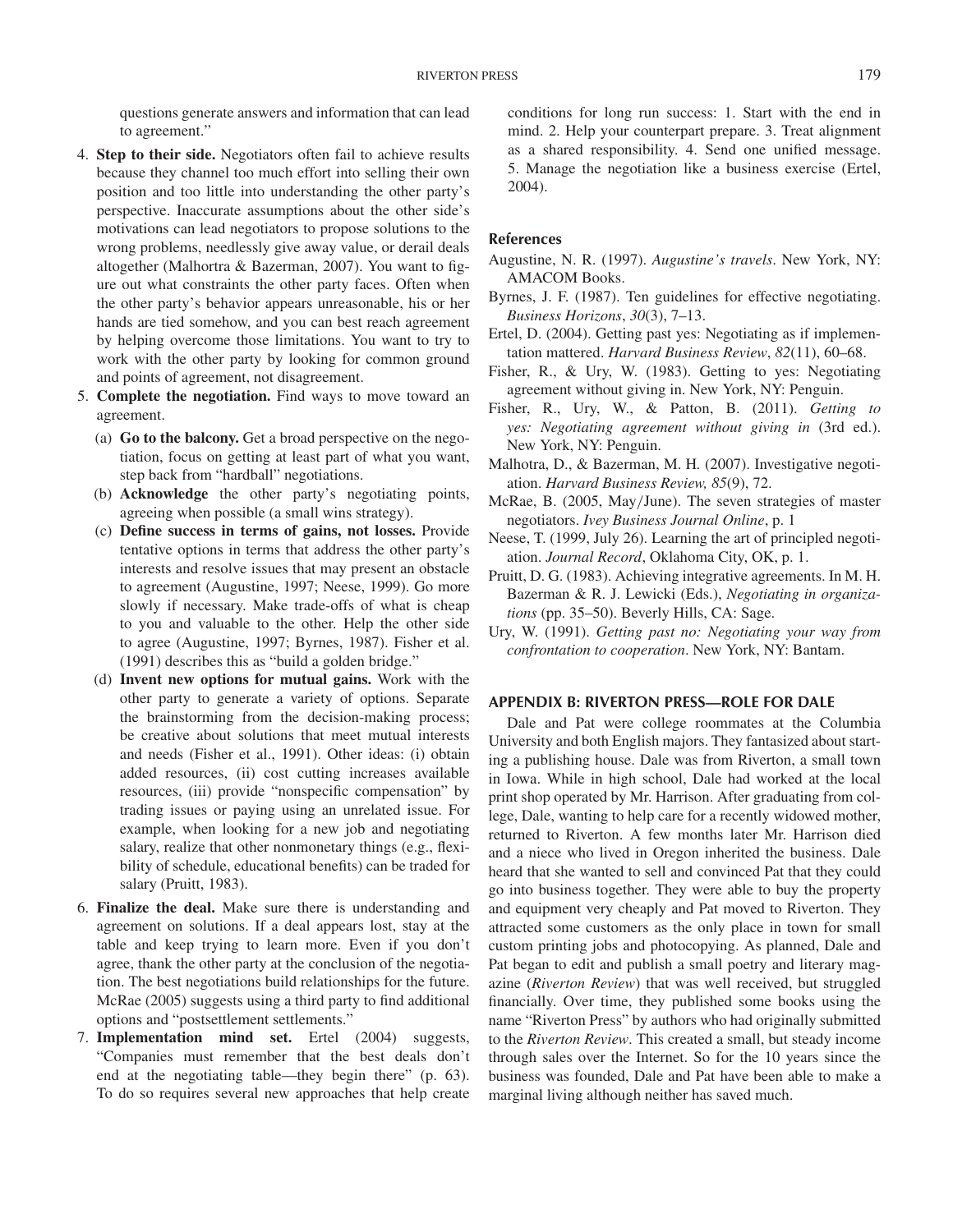questions generate answers and information that can lead to agreement."

4. **Step to their side.** Negotiators often fail to achieve results because they channel too much effort into selling their own position and too little into understanding the other party's perspective. Inaccurate assumptions about the other side's motivations can lead negotiators to propose solutions to the wrong problems, needlessly give away value, or derail deals altogether (Malhortra & Bazerman, 2007). You want to figure out what constraints the other party faces. Often when the other party's behavior appears unreasonable, his or her hands are tied somehow, and you can best reach agreement by helping overcome those limitations. You want to try to work with the other party by looking for common ground and points of agreement, not disagreement.
5. **Complete the negotiation.** Find ways to move toward an agreement.
   - (a) **Go to the balcony.** Get a broad perspective on the negotiation, focus on getting at least part of what you want, step back from "hardball" negotiations.
   - (b) **Acknowledge** the other party's negotiating points, agreeing when possible (a small wins strategy).
   - (c) **Define success in terms of gains, not losses.** Provide tentative options in terms that address the other party's interests and resolve issues that may present an obstacle to agreement (Augustine, 1997; Neese, 1999). Go more slowly if necessary. Make trade-offs of what is cheap to you and valuable to the other. Help the other side to agree (Augustine, 1997; Byrnes, 1987). Fisher et al. (1991) describes this as "build a golden bridge."
   - (d) **Invent new options for mutual gains.** Work with the other party to generate a variety of options. Separate the brainstorming from the decision-making process; be creative about solutions that meet mutual interests and needs (Fisher et al., 1991). Other ideas: (i) obtain added resources, (ii) cost cutting increases available resources, (iii) provide "nonspecific compensation" by trading issues or paying using an unrelated issue. For example, when looking for a new job and negotiating salary, realize that other nonmonetary things (e.g., flexibility of schedule, educational benefits) can be traded for salary (Pruitt, 1983).
6. **Finalize the deal.** Make sure there is understanding and agreement on solutions. If a deal appears lost, stay at the table and keep trying to learn more. Even if you don't agree, thank the other party at the conclusion of the negotiation. The best negotiations build relationships for the future. McRae (2005) suggests using a third party to find additional options and "postsettlement settlements."
7. **Implementation mind set.** Ertel (2004) suggests, "Companies must remember that the best deals don't end at the negotiating table—they begin there" (p. 63). To do so requires several new approaches that help create conditions for long run success: 1. Start with the end in mind. 2. Help your counterpart prepare. 3. Treat alignment as a shared responsibility. 4. Send one unified message. 5. Manage the negotiation like a business exercise (Ertel, 2004).

## References

Augustine, N. R. (1997). *Augustine's travels*. New York, NY: AMACOM Books.

Byrnes, J. F. (1987). Ten guidelines for effective negotiating. *Business Horizons*, *30*(3), 7–13.

Ertel, D. (2004). Getting past yes: Negotiating as if implementation mattered. *Harvard Business Review*, *82*(11), 60–68.

Fisher, R., & Ury, W. (1983). Getting to yes: Negotiating agreement without giving in. New York, NY: Penguin.

Fisher, R., Ury, W., & Patton, B. (2011). *Getting to yes: Negotiating agreement without giving in* (3rd ed.). New York, NY: Penguin.

Malhotra, D., & Bazerman, M. H. (2007). Investigative negotiation. *Harvard Business Review, 85*(9), 72.

McRae, B. (2005, May/June). The seven strategies of master negotiators. *Ivey Business Journal Online*, p. 1

Neese, T. (1999, July 26). Learning the art of principled negotiation. *Journal Record*, Oklahoma City, OK, p. 1.

Pruitt, D. G. (1983). Achieving integrative agreements. In M. H. Bazerman & R. J. Lewicki (Eds.), *Negotiating in organizations* (pp. 35–50). Beverly Hills, CA: Sage.

Ury, W. (1991). *Getting past no: Negotiating your way from confrontation to cooperation*. New York, NY: Bantam.

## APPENDIX B: RIVERTON PRESS—ROLE FOR DALE

Dale and Pat were college roommates at the Columbia University and both English majors. They fantasized about starting a publishing house. Dale was from Riverton, a small town in Iowa. While in high school, Dale had worked at the local print shop operated by Mr. Harrison. After graduating from college, Dale, wanting to help care for a recently widowed mother, returned to Riverton. A few months later Mr. Harrison died and a niece who lived in Oregon inherited the business. Dale heard that she wanted to sell and convinced Pat that they could go into business together. They were able to buy the property and equipment very cheaply and Pat moved to Riverton. They attracted some customers as the only place in town for small custom printing jobs and photocopying. As planned, Dale and Pat began to edit and publish a small poetry and literary magazine (*Riverton Review*) that was well received, but struggled financially. Over time, they published some books using the name "Riverton Press" by authors who had originally submitted to the *Riverton Review*. This created a small, but steady income through sales over the Internet. So for the 10 years since the business was founded, Dale and Pat have been able to make a marginal living although neither has saved much.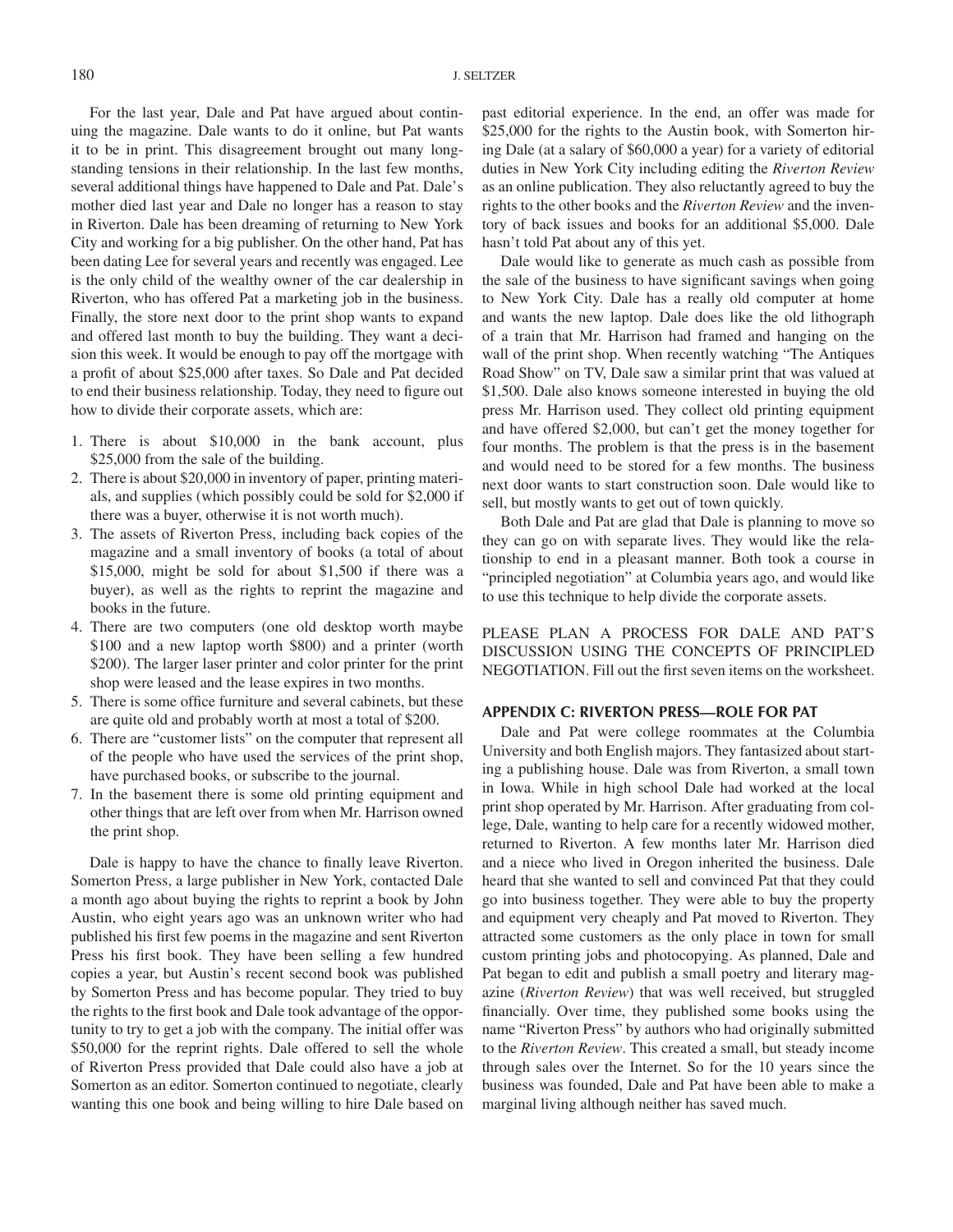For the last year, Dale and Pat have argued about continuing the magazine. Dale wants to do it online, but Pat wants it to be in print. This disagreement brought out many longstanding tensions in their relationship. In the last few months, several additional things have happened to Dale and Pat. Dale's mother died last year and Dale no longer has a reason to stay in Riverton. Dale has been dreaming of returning to New York City and working for a big publisher. On the other hand, Pat has been dating Lee for several years and recently was engaged. Lee is the only child of the wealthy owner of the car dealership in Riverton, who has offered Pat a marketing job in the business. Finally, the store next door to the print shop wants to expand and offered last month to buy the building. They want a decision this week. It would be enough to pay off the mortgage with a profit of about $25,000 after taxes. So Dale and Pat decided to end their business relationship. Today, they need to figure out how to divide their corporate assets, which are:

1. There is about $10,000 in the bank account, plus $25,000 from the sale of the building.
2. There is about $20,000 in inventory of paper, printing materials, and supplies (which possibly could be sold for $2,000 if there was a buyer, otherwise it is not worth much).
3. The assets of Riverton Press, including back copies of the magazine and a small inventory of books (a total of about $15,000, might be sold for about $1,500 if there was a buyer), as well as the rights to reprint the magazine and books in the future.
4. There are two computers (one old desktop worth maybe $100 and a new laptop worth $800) and a printer (worth $200). The larger laser printer and color printer for the print shop were leased and the lease expires in two months.
5. There is some office furniture and several cabinets, but these are quite old and probably worth at most a total of $200.
6. There are "customer lists" on the computer that represent all of the people who have used the services of the print shop, have purchased books, or subscribe to the journal.
7. In the basement there is some old printing equipment and other things that are left over from when Mr. Harrison owned the print shop.

Dale is happy to have the chance to finally leave Riverton. Somerton Press, a large publisher in New York, contacted Dale a month ago about buying the rights to reprint a book by John Austin, who eight years ago was an unknown writer who had published his first few poems in the magazine and sent Riverton Press his first book. They have been selling a few hundred copies a year, but Austin's recent second book was published by Somerton Press and has become popular. They tried to buy the rights to the first book and Dale took advantage of the opportunity to try to get a job with the company. The initial offer was $50,000 for the reprint rights. Dale offered to sell the whole of Riverton Press provided that Dale could also have a job at Somerton as an editor. Somerton continued to negotiate, clearly wanting this one book and being willing to hire Dale based on past editorial experience. In the end, an offer was made for $25,000 for the rights to the Austin book, with Somerton hiring Dale (at a salary of $60,000 a year) for a variety of editorial duties in New York City including editing the *Riverton Review* as an online publication. They also reluctantly agreed to buy the rights to the other books and the *Riverton Review* and the inventory of back issues and books for an additional $5,000. Dale hasn't told Pat about any of this yet.

Dale would like to generate as much cash as possible from the sale of the business to have significant savings when going to New York City. Dale has a really old computer at home and wants the new laptop. Dale does like the old lithograph of a train that Mr. Harrison had framed and hanging on the wall of the print shop. When recently watching "The Antiques Road Show" on TV, Dale saw a similar print that was valued at $1,500. Dale also knows someone interested in buying the old press Mr. Harrison used. They collect old printing equipment and have offered $2,000, but can't get the money together for four months. The problem is that the press is in the basement and would need to be stored for a few months. The business next door wants to start construction soon. Dale would like to sell, but mostly wants to get out of town quickly.

Both Dale and Pat are glad that Dale is planning to move so they can go on with separate lives. They would like the relationship to end in a pleasant manner. Both took a course in "principled negotiation" at Columbia years ago, and would like to use this technique to help divide the corporate assets.

PLEASE PLAN A PROCESS FOR DALE AND PAT'S DISCUSSION USING THE CONCEPTS OF PRINCIPLED NEGOTIATION. Fill out the first seven items on the worksheet.

## APPENDIX C: RIVERTON PRESS—ROLE FOR PAT

Dale and Pat were college roommates at the Columbia University and both English majors. They fantasized about starting a publishing house. Dale was from Riverton, a small town in Iowa. While in high school Dale had worked at the local print shop operated by Mr. Harrison. After graduating from college, Dale, wanting to help care for a recently widowed mother, returned to Riverton. A few months later Mr. Harrison died and a niece who lived in Oregon inherited the business. Dale heard that she wanted to sell and convinced Pat that they could go into business together. They were able to buy the property and equipment very cheaply and Pat moved to Riverton. They attracted some customers as the only place in town for small custom printing jobs and photocopying. As planned, Dale and Pat began to edit and publish a small poetry and literary magazine (*Riverton Review*) that was well received, but struggled financially. Over time, they published some books using the name "Riverton Press" by authors who had originally submitted to the *Riverton Review*. This created a small, but steady income through sales over the Internet. So for the 10 years since the business was founded, Dale and Pat have been able to make a marginal living although neither has saved much.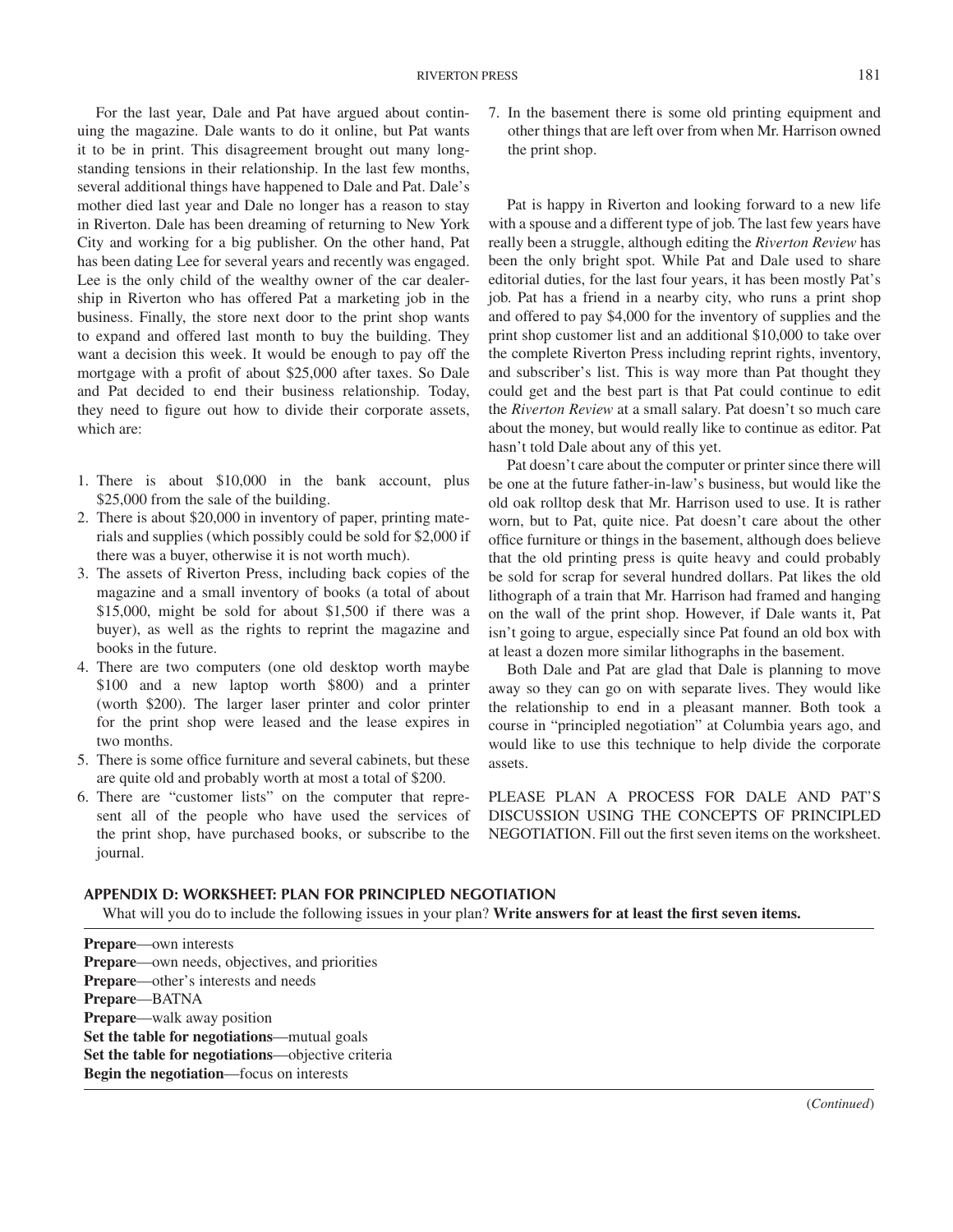For the last year, Dale and Pat have argued about continuing the magazine. Dale wants to do it online, but Pat wants it to be in print. This disagreement brought out many longstanding tensions in their relationship. In the last few months, several additional things have happened to Dale and Pat. Dale's mother died last year and Dale no longer has a reason to stay in Riverton. Dale has been dreaming of returning to New York City and working for a big publisher. On the other hand, Pat has been dating Lee for several years and recently was engaged. Lee is the only child of the wealthy owner of the car dealership in Riverton who has offered Pat a marketing job in the business. Finally, the store next door to the print shop wants to expand and offered last month to buy the building. They want a decision this week. It would be enough to pay off the mortgage with a profit of about $25,000 after taxes. So Dale and Pat decided to end their business relationship. Today, they need to figure out how to divide their corporate assets, which are:

1. There is about $10,000 in the bank account, plus $25,000 from the sale of the building.
2. There is about $20,000 in inventory of paper, printing materials and supplies (which possibly could be sold for $2,000 if there was a buyer, otherwise it is not worth much).
3. The assets of Riverton Press, including back copies of the magazine and a small inventory of books (a total of about $15,000, might be sold for about $1,500 if there was a buyer), as well as the rights to reprint the magazine and books in the future.
4. There are two computers (one old desktop worth maybe $100 and a new laptop worth $800) and a printer (worth $200). The larger laser printer and color printer for the print shop were leased and the lease expires in two months.
5. There is some office furniture and several cabinets, but these are quite old and probably worth at most a total of $200.
6. There are "customer lists" on the computer that represent all of the people who have used the services of the print shop, have purchased books, or subscribe to the journal.
7. In the basement there is some old printing equipment and other things that are left over from when Mr. Harrison owned the print shop.

Pat is happy in Riverton and looking forward to a new life with a spouse and a different type of job. The last few years have really been a struggle, although editing the *Riverton Review* has been the only bright spot. While Pat and Dale used to share editorial duties, for the last four years, it has been mostly Pat's job. Pat has a friend in a nearby city, who runs a print shop and offered to pay $4,000 for the inventory of supplies and the print shop customer list and an additional $10,000 to take over the complete Riverton Press including reprint rights, inventory, and subscriber's list. This is way more than Pat thought they could get and the best part is that Pat could continue to edit the *Riverton Review* at a small salary. Pat doesn't so much care about the money, but would really like to continue as editor. Pat hasn't told Dale about any of this yet.

Pat doesn't care about the computer or printer since there will be one at the future father-in-law's business, but would like the old oak rolltop desk that Mr. Harrison used to use. It is rather worn, but to Pat, quite nice. Pat doesn't care about the other office furniture or things in the basement, although does believe that the old printing press is quite heavy and could probably be sold for scrap for several hundred dollars. Pat likes the old lithograph of a train that Mr. Harrison had framed and hanging on the wall of the print shop. However, if Dale wants it, Pat isn't going to argue, especially since Pat found an old box with at least a dozen more similar lithographs in the basement.

Both Dale and Pat are glad that Dale is planning to move away so they can go on with separate lives. They would like the relationship to end in a pleasant manner. Both took a course in "principled negotiation" at Columbia years ago, and would like to use this technique to help divide the corporate assets.

PLEASE PLAN A PROCESS FOR DALE AND PAT'S DISCUSSION USING THE CONCEPTS OF PRINCIPLED NEGOTIATION. Fill out the first seven items on the worksheet.

## APPENDIX D: WORKSHEET: PLAN FOR PRINCIPLED NEGOTIATION

What will you do to include the following issues in your plan? **Write answers for at least the first seven items.**

**Prepare**—own interests
**Prepare**—own needs, objectives, and priorities
**Prepare**—other's interests and needs
**Prepare**—BATNA
**Prepare**—walk away position
**Set the table for negotiations**—mutual goals
**Set the table for negotiations**—objective criteria
**Begin the negotiation**—focus on interests

(*Continued*)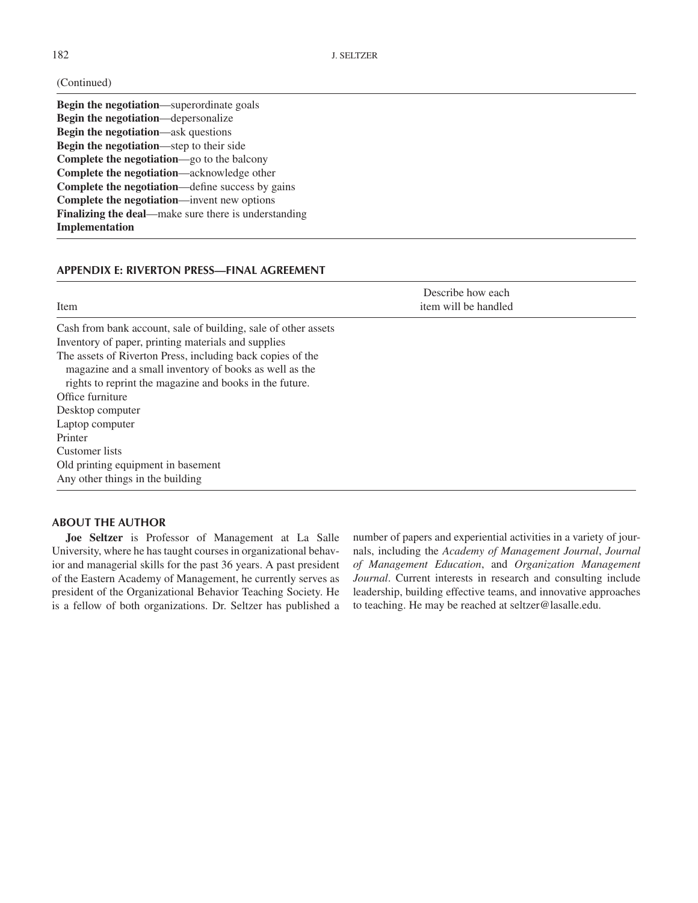(Continued)

| | |
|---|---|
| **Begin the negotiation**—superordinate goals | |
| **Begin the negotiation**—depersonalize | |
| **Begin the negotiation**—ask questions | |
| **Begin the negotiation**—step to their side | |
| **Complete the negotiation**—go to the balcony | |
| **Complete the negotiation**—acknowledge other | |
| **Complete the negotiation**—define success by gains | |
| **Complete the negotiation**—invent new options | |
| **Finalizing the deal**—make sure there is understanding | |
| **Implementation** | |

## APPENDIX E: RIVERTON PRESS—FINAL AGREEMENT

| Item | Describe how each item will be handled |
|---|---|
| Cash from bank account, sale of building, sale of other assets | |
| Inventory of paper, printing materials and supplies | |
| The assets of Riverton Press, including back copies of the magazine and a small inventory of books as well as the rights to reprint the magazine and books in the future. | |
| Office furniture | |
| Desktop computer | |
| Laptop computer | |
| Printer | |
| Customer lists | |
| Old printing equipment in basement | |
| Any other things in the building | |

## ABOUT THE AUTHOR

**Joe Seltzer** is Professor of Management at La Salle University, where he has taught courses in organizational behavior and managerial skills for the past 36 years. A past president of the Eastern Academy of Management, he currently serves as president of the Organizational Behavior Teaching Society. He is a fellow of both organizations. Dr. Seltzer has published a number of papers and experiential activities in a variety of journals, including the *Academy of Management Journal*, *Journal of Management Education*, and *Organization Management Journal*. Current interests in research and consulting include leadership, building effective teams, and innovative approaches to teaching. He may be reached at seltzer@lasalle.edu.